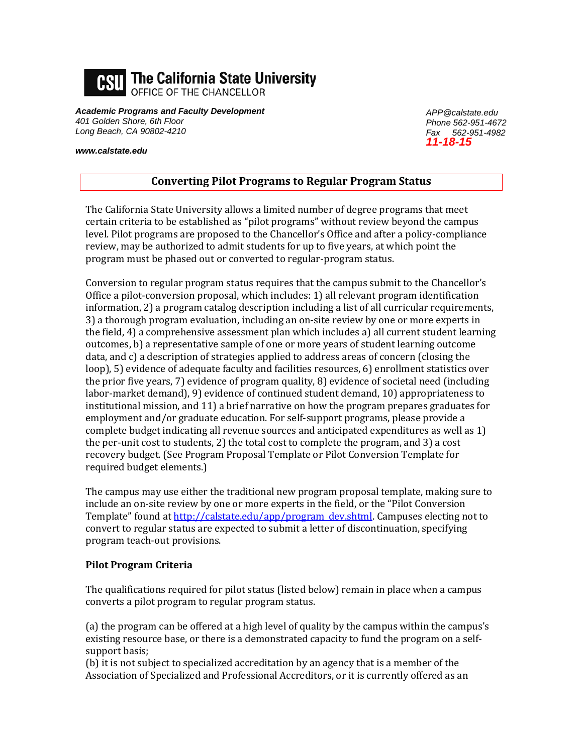**The California State University**
OFFICE OF THE CHANCELLOR

***Academic Programs and Faculty Development***
*401 Golden Shore, 6th Floor*
*Long Beach, CA 90802-4210*

***www.calstate.edu***

*APP@calstate.edu*
*Phone 562-951-4672*
*Fax 562-951-4982*
***11-18-15***

## Converting Pilot Programs to Regular Program Status

The California State University allows a limited number of degree programs that meet certain criteria to be established as "pilot programs" without review beyond the campus level. Pilot programs are proposed to the Chancellor's Office and after a policy-compliance review, may be authorized to admit students for up to five years, at which point the program must be phased out or converted to regular-program status.

Conversion to regular program status requires that the campus submit to the Chancellor's Office a pilot-conversion proposal, which includes: 1) all relevant program identification information, 2) a program catalog description including a list of all curricular requirements, 3) a thorough program evaluation, including an on-site review by one or more experts in the field, 4) a comprehensive assessment plan which includes a) all current student learning outcomes, b) a representative sample of one or more years of student learning outcome data, and c) a description of strategies applied to address areas of concern (closing the loop), 5) evidence of adequate faculty and facilities resources, 6) enrollment statistics over the prior five years, 7) evidence of program quality, 8) evidence of societal need (including labor-market demand), 9) evidence of continued student demand, 10) appropriateness to institutional mission, and 11) a brief narrative on how the program prepares graduates for employment and/or graduate education. For self-support programs, please provide a complete budget indicating all revenue sources and anticipated expenditures as well as 1) the per-unit cost to students, 2) the total cost to complete the program, and 3) a cost recovery budget. (See Program Proposal Template or Pilot Conversion Template for required budget elements.)

The campus may use either the traditional new program proposal template, making sure to include an on-site review by one or more experts in the field, or the "Pilot Conversion Template" found at [http://calstate.edu/app/program_dev.shtml](http://calstate.edu/app/program_dev.shtml). Campuses electing not to convert to regular status are expected to submit a letter of discontinuation, specifying program teach-out provisions.

### Pilot Program Criteria

The qualifications required for pilot status (listed below) remain in place when a campus converts a pilot program to regular program status.

(a) the program can be offered at a high level of quality by the campus within the campus's existing resource base, or there is a demonstrated capacity to fund the program on a self-support basis;
(b) it is not subject to specialized accreditation by an agency that is a member of the Association of Specialized and Professional Accreditors, or it is currently offered as an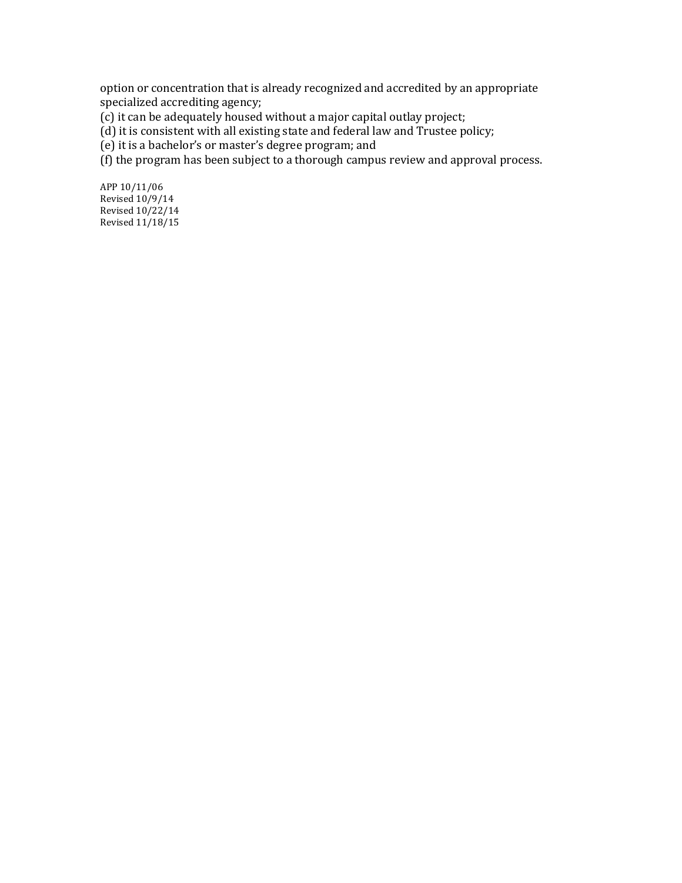option or concentration that is already recognized and accredited by an appropriate specialized accrediting agency;
(c) it can be adequately housed without a major capital outlay project;
(d) it is consistent with all existing state and federal law and Trustee policy;
(e) it is a bachelor's or master's degree program; and
(f) the program has been subject to a thorough campus review and approval process.

APP 10/11/06
Revised 10/9/14
Revised 10/22/14
Revised 11/18/15